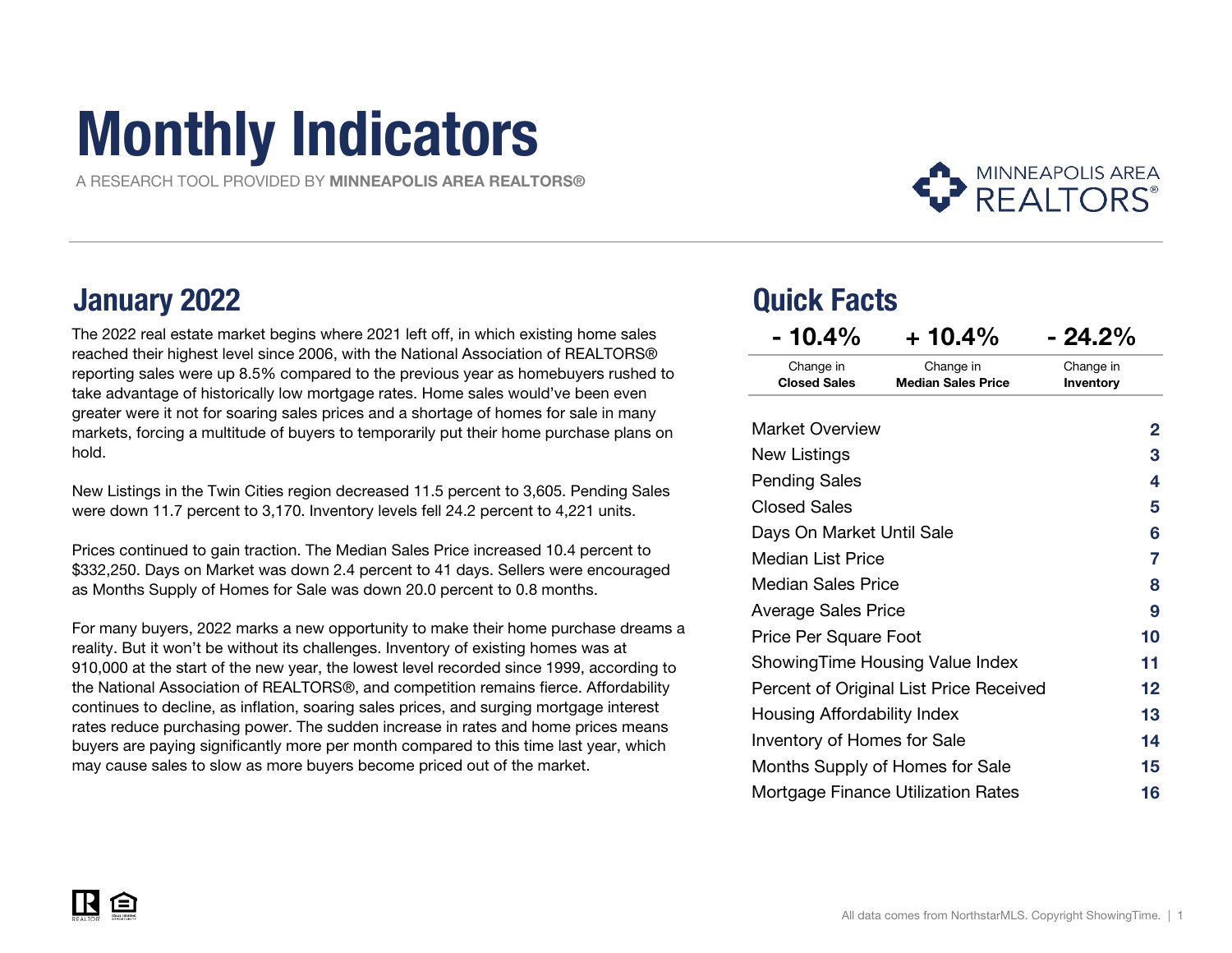# Monthly Indicators

A RESEARCH TOOL PROVIDED BY **MINNEAPOLIS AREA REALTORS®**

MINNEAPOLIS AREA REALTORS®

## January 2022

The 2022 real estate market begins where 2021 left off, in which existing home sales reached their highest level since 2006, with the National Association of REALTORS® reporting sales were up 8.5% compared to the previous year as homebuyers rushed to take advantage of historically low mortgage rates. Home sales would've been even greater were it not for soaring sales prices and a shortage of homes for sale in many markets, forcing a multitude of buyers to temporarily put their home purchase plans on hold.

New Listings in the Twin Cities region decreased 11.5 percent to 3,605. Pending Sales were down 11.7 percent to 3,170. Inventory levels fell 24.2 percent to 4,221 units.

Prices continued to gain traction. The Median Sales Price increased 10.4 percent to $332,250. Days on Market was down 2.4 percent to 41 days. Sellers were encouraged as Months Supply of Homes for Sale was down 20.0 percent to 0.8 months.

For many buyers, 2022 marks a new opportunity to make their home purchase dreams a reality. But it won't be without its challenges. Inventory of existing homes was at 910,000 at the start of the new year, the lowest level recorded since 1999, according to the National Association of REALTORS®, and competition remains fierce. Affordability continues to decline, as inflation, soaring sales prices, and surging mortgage interest rates reduce purchasing power. The sudden increase in rates and home prices means buyers are paying significantly more per month compared to this time last year, which may cause sales to slow as more buyers become priced out of the market.

## Quick Facts

| - 10.4% | + 10.4% | - 24.2% |
| --- | --- | --- |
| Change in **Closed Sales** | Change in **Median Sales Price** | Change in **Inventory** |

| | |
| --- | --- |
| Market Overview | 2 |
| New Listings | 3 |
| Pending Sales | 4 |
| Closed Sales | 5 |
| Days On Market Until Sale | 6 |
| Median List Price | 7 |
| Median Sales Price | 8 |
| Average Sales Price | 9 |
| Price Per Square Foot | 10 |
| ShowingTime Housing Value Index | 11 |
| Percent of Original List Price Received | 12 |
| Housing Affordability Index | 13 |
| Inventory of Homes for Sale | 14 |
| Months Supply of Homes for Sale | 15 |
| Mortgage Finance Utilization Rates | 16 |

All data comes from NorthstarMLS. Copyright ShowingTime.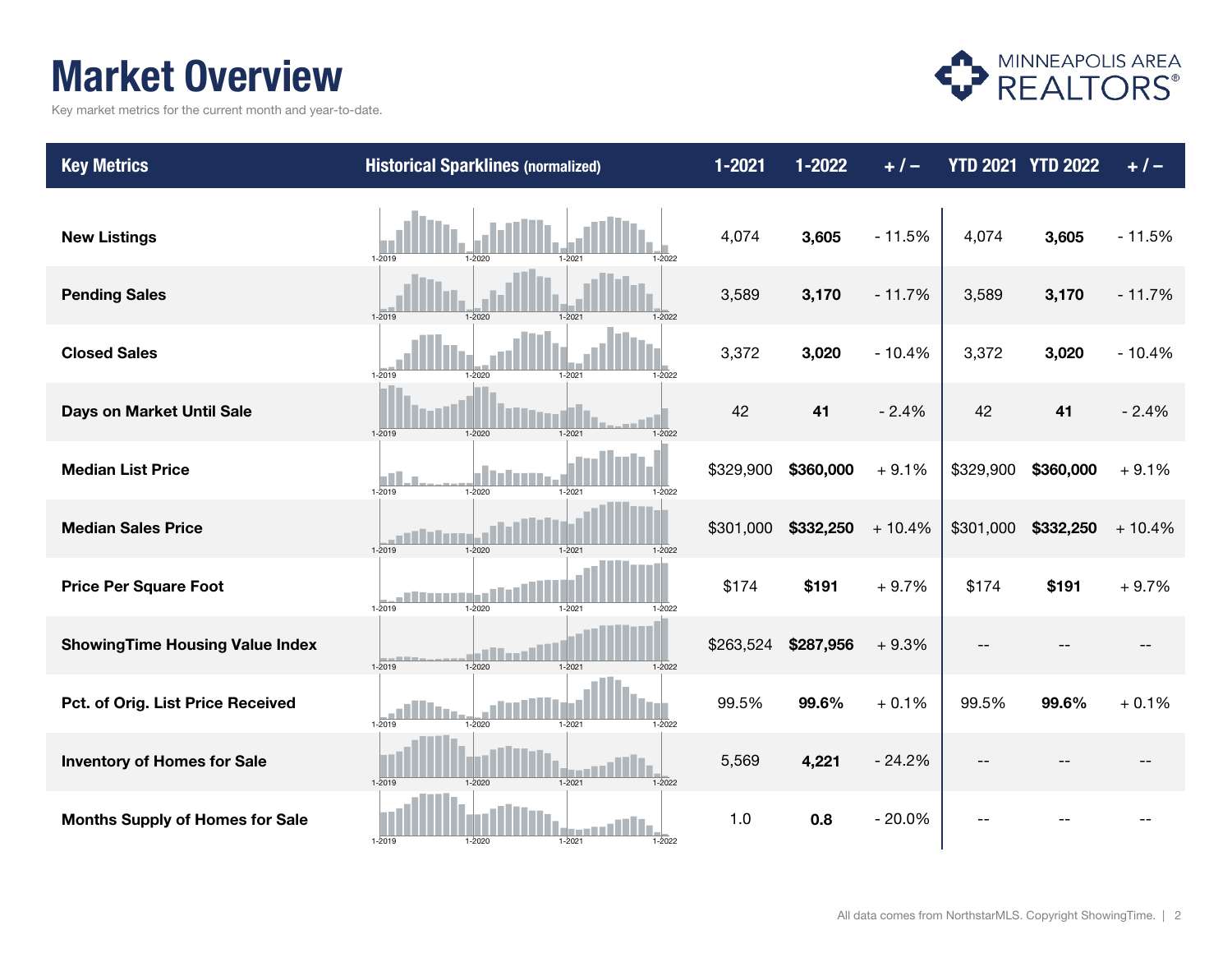# Market Overview

Key market metrics for the current month and year-to-date.

| Key Metrics | Historical Sparklines (normalized) | 1-2021 | 1-2022 | + / – | YTD 2021 | YTD 2022 | + / – |
|---|---|---|---|---|---|---|---|
| New Listings | 1-2019 1-2020 1-2021 1-2022 | 4,074 | **3,605** | - 11.5% | 4,074 | **3,605** | - 11.5% |
| Pending Sales | 1-2019 1-2020 1-2021 1-2022 | 3,589 | **3,170** | - 11.7% | 3,589 | **3,170** | - 11.7% |
| Closed Sales | 1-2019 1-2020 1-2021 1-2022 | 3,372 | **3,020** | - 10.4% | 3,372 | **3,020** | - 10.4% |
| Days on Market Until Sale | 1-2019 1-2020 1-2021 1-2022 | 42 | **41** | - 2.4% | 42 | **41** | - 2.4% |
| Median List Price | 1-2019 1-2020 1-2021 1-2022 | $329,900 | **$360,000** | + 9.1% | $329,900 | **$360,000** | + 9.1% |
| Median Sales Price | 1-2019 1-2020 1-2021 1-2022 | $301,000 | **$332,250** | + 10.4% | $301,000 | **$332,250** | + 10.4% |
| Price Per Square Foot | 1-2019 1-2020 1-2021 1-2022 | $174 | **$191** | + 9.7% | $174 | **$191** | + 9.7% |
| ShowingTime Housing Value Index | 1-2019 1-2020 1-2021 1-2022 | $263,524 | **$287,956** | + 9.3% | -- | -- | -- |
| Pct. of Orig. List Price Received | 1-2019 1-2020 1-2021 1-2022 | 99.5% | **99.6%** | + 0.1% | 99.5% | **99.6%** | + 0.1% |
| Inventory of Homes for Sale | 1-2019 1-2020 1-2021 1-2022 | 5,569 | **4,221** | - 24.2% | -- | -- | -- |
| Months Supply of Homes for Sale | 1-2019 1-2020 1-2021 1-2022 | 1.0 | **0.8** | - 20.0% | -- | -- | -- |

All data comes from NorthstarMLS. Copyright ShowingTime.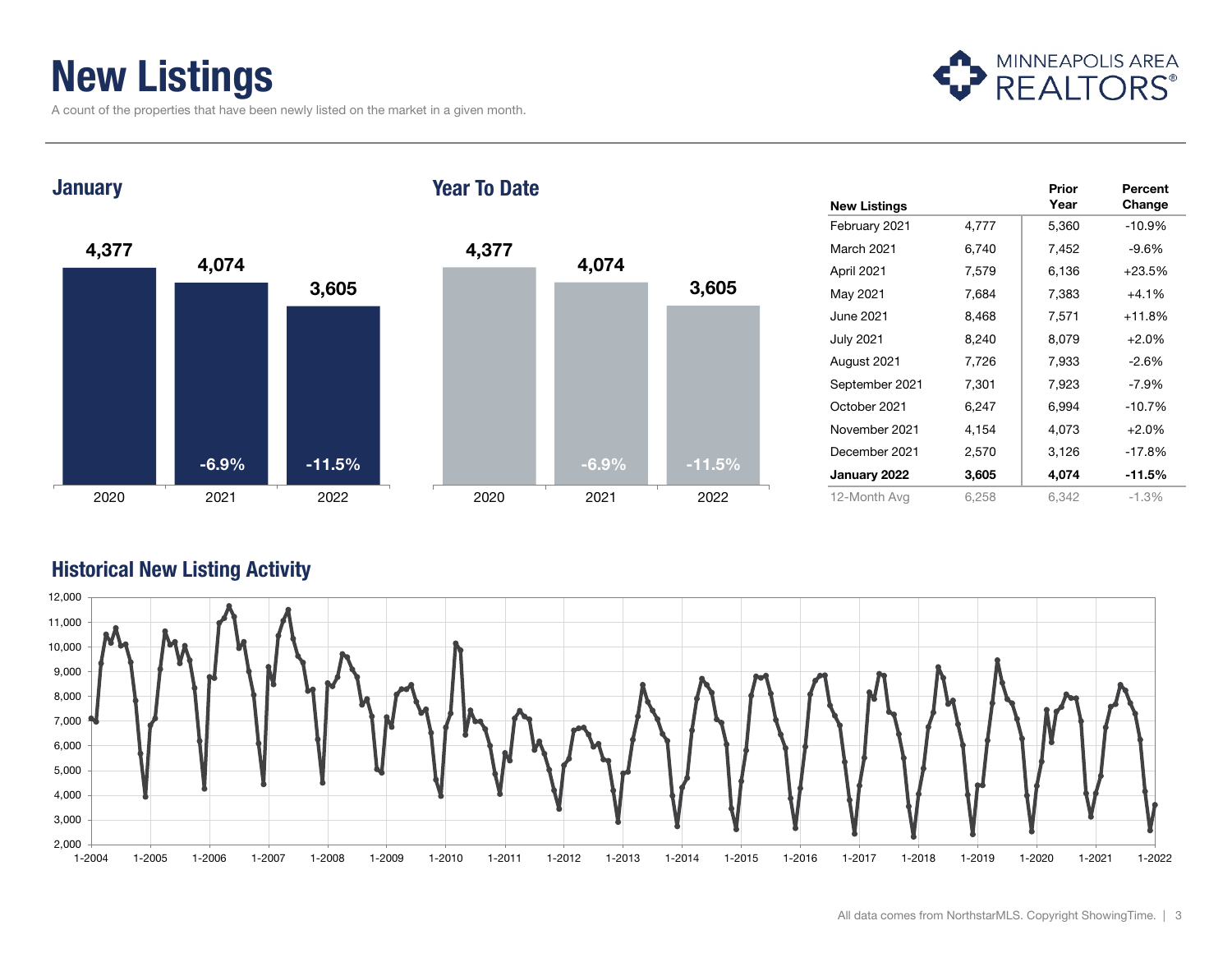# New Listings

A count of the properties that have been newly listed on the market in a given month.

## January

| | 2020 | 2021 | 2022 |
|---|---|---|---|
| New Listings | 4,377 | 4,074 | 3,605 |
| Percent Change | | -6.9% | -11.5% |

## Year To Date

| | 2020 | 2021 | 2022 |
|---|---|---|---|
| New Listings | 4,377 | 4,074 | 3,605 |
| Percent Change | | -6.9% | -11.5% |

| New Listings | | Prior Year | Percent Change |
|---|---|---|---|
| February 2021 | 4,777 | 5,360 | -10.9% |
| March 2021 | 6,740 | 7,452 | -9.6% |
| April 2021 | 7,579 | 6,136 | +23.5% |
| May 2021 | 7,684 | 7,383 | +4.1% |
| June 2021 | 8,468 | 7,571 | +11.8% |
| July 2021 | 8,240 | 8,079 | +2.0% |
| August 2021 | 7,726 | 7,933 | -2.6% |
| September 2021 | 7,301 | 7,923 | -7.9% |
| October 2021 | 6,247 | 6,994 | -10.7% |
| November 2021 | 4,154 | 4,073 | +2.0% |
| December 2021 | 2,570 | 3,126 | -17.8% |
| **January 2022** | **3,605** | **4,074** | **-11.5%** |
| 12-Month Avg | 6,258 | 6,342 | -1.3% |

## Historical New Listing Activity

All data comes from NorthstarMLS. Copyright ShowingTime.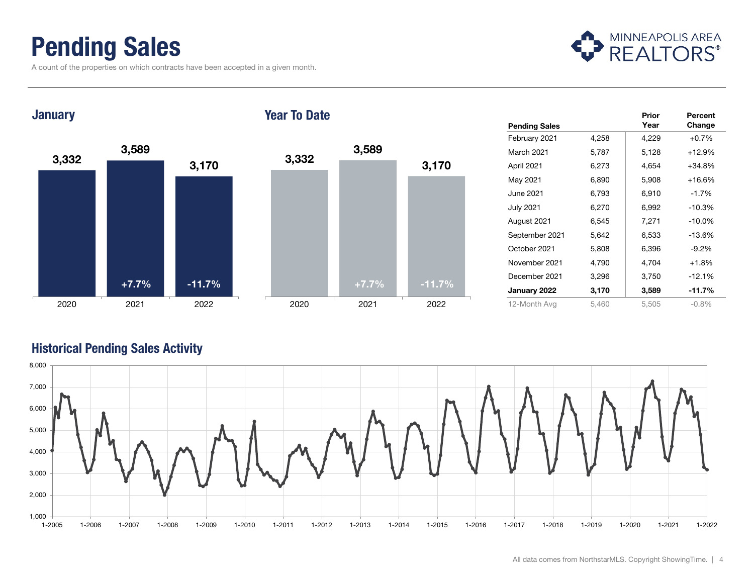# Pending Sales

A count of the properties on which contracts have been accepted in a given month.

## January

| | 2020 | 2021 | 2022 |
|---|---|---|---|
| Pending Sales | 3,332 | 3,589 | 3,170 |
| Percent Change | | +7.7% | -11.7% |

## Year To Date

| | 2020 | 2021 | 2022 |
|---|---|---|---|
| Pending Sales | 3,332 | 3,589 | 3,170 |
| Percent Change | | +7.7% | -11.7% |

| Pending Sales | | Prior Year | Percent Change |
|---|---|---|---|
| February 2021 | 4,258 | 4,229 | +0.7% |
| March 2021 | 5,787 | 5,128 | +12.9% |
| April 2021 | 6,273 | 4,654 | +34.8% |
| May 2021 | 6,890 | 5,908 | +16.6% |
| June 2021 | 6,793 | 6,910 | -1.7% |
| July 2021 | 6,270 | 6,992 | -10.3% |
| August 2021 | 6,545 | 7,271 | -10.0% |
| September 2021 | 5,642 | 6,533 | -13.6% |
| October 2021 | 5,808 | 6,396 | -9.2% |
| November 2021 | 4,790 | 4,704 | +1.8% |
| December 2021 | 3,296 | 3,750 | -12.1% |
| **January 2022** | **3,170** | **3,589** | **-11.7%** |
| 12-Month Avg | 5,460 | 5,505 | -0.8% |

## Historical Pending Sales Activity

All data comes from NorthstarMLS. Copyright ShowingTime.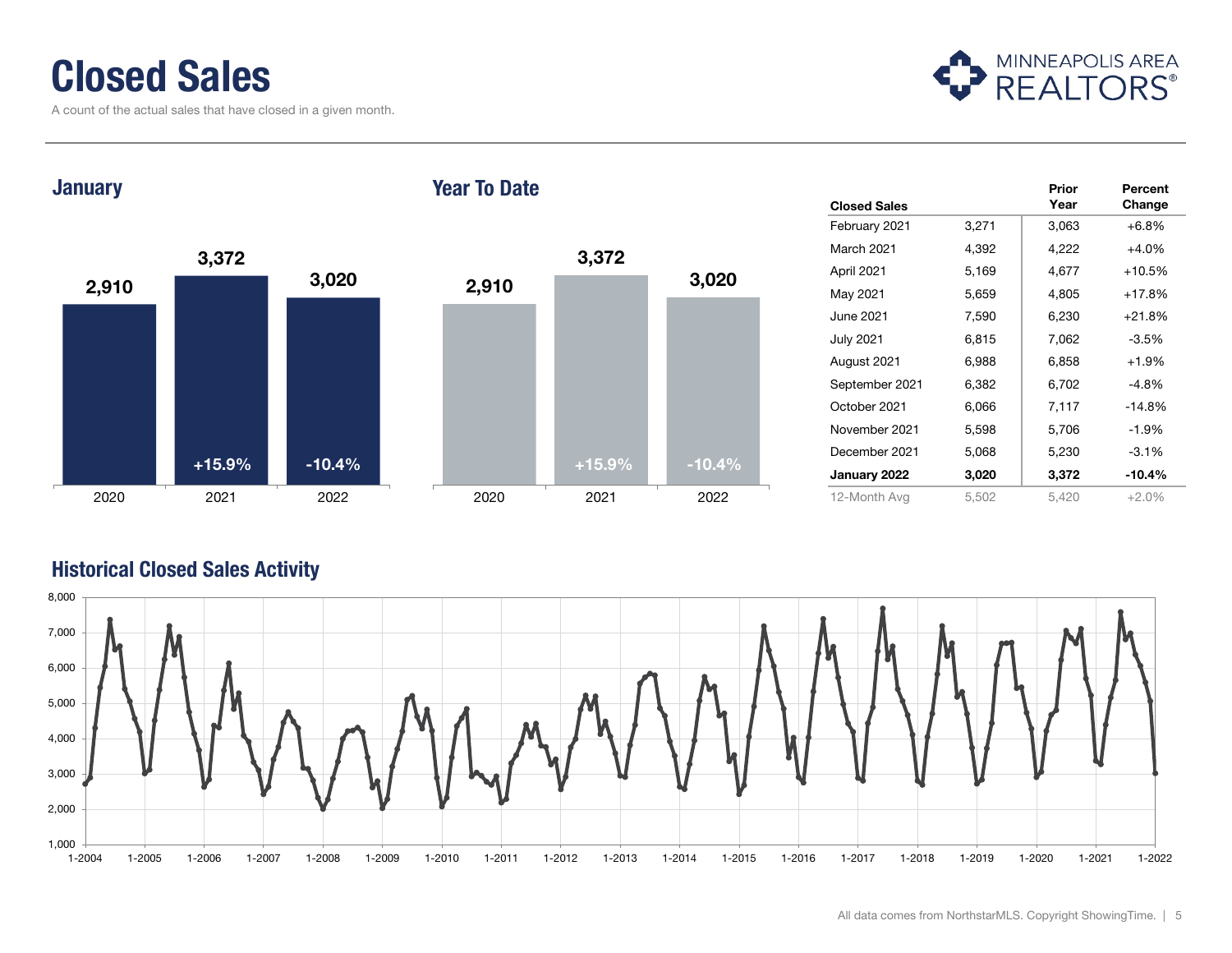# Closed Sales

A count of the actual sales that have closed in a given month.

## January

| | 2020 | 2021 | 2022 |
|---|---|---|---|
| Closed Sales | 2,910 | 3,372 | 3,020 |
| Change | | +15.9% | -10.4% |

## Year To Date

| | 2020 | 2021 | 2022 |
|---|---|---|---|
| Closed Sales | 2,910 | 3,372 | 3,020 |
| Change | | +15.9% | -10.4% |

| Closed Sales | | Prior Year | Percent Change |
|---|---|---|---|
| February 2021 | 3,271 | 3,063 | +6.8% |
| March 2021 | 4,392 | 4,222 | +4.0% |
| April 2021 | 5,169 | 4,677 | +10.5% |
| May 2021 | 5,659 | 4,805 | +17.8% |
| June 2021 | 7,590 | 6,230 | +21.8% |
| July 2021 | 6,815 | 7,062 | -3.5% |
| August 2021 | 6,988 | 6,858 | +1.9% |
| September 2021 | 6,382 | 6,702 | -4.8% |
| October 2021 | 6,066 | 7,117 | -14.8% |
| November 2021 | 5,598 | 5,706 | -1.9% |
| December 2021 | 5,068 | 5,230 | -3.1% |
| **January 2022** | **3,020** | **3,372** | **-10.4%** |
| 12-Month Avg | 5,502 | 5,420 | +2.0% |

## Historical Closed Sales Activity

All data comes from NorthstarMLS. Copyright ShowingTime.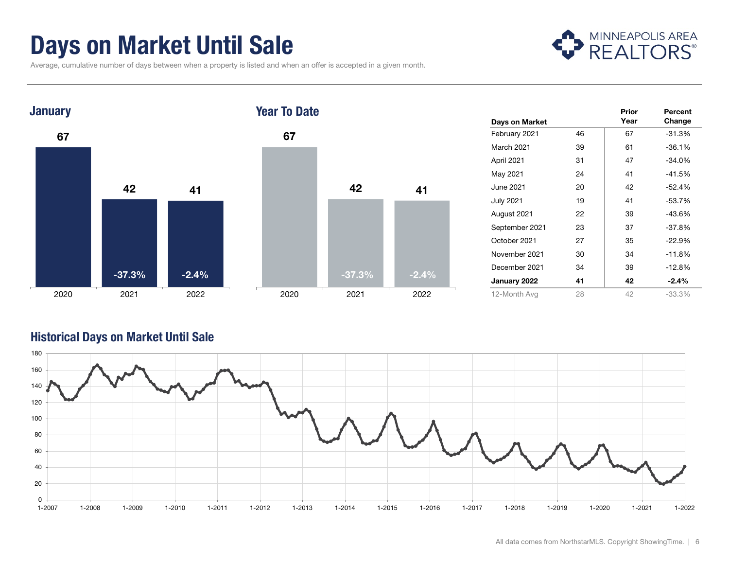# Days on Market Until Sale

Average, cumulative number of days between when a property is listed and when an offer is accepted in a given month.

## January

| Year | Days on Market | Percent Change |
|---|---|---|
| 2020 | 67 | |
| 2021 | 42 | -37.3% |
| 2022 | 41 | -2.4% |

## Year To Date

| Year | Days on Market | Percent Change |
|---|---|---|
| 2020 | 67 | |
| 2021 | 42 | -37.3% |
| 2022 | 41 | -2.4% |

| Days on Market | | Prior Year | Percent Change |
|---|---|---|---|
| February 2021 | 46 | 67 | -31.3% |
| March 2021 | 39 | 61 | -36.1% |
| April 2021 | 31 | 47 | -34.0% |
| May 2021 | 24 | 41 | -41.5% |
| June 2021 | 20 | 42 | -52.4% |
| July 2021 | 19 | 41 | -53.7% |
| August 2021 | 22 | 39 | -43.6% |
| September 2021 | 23 | 37 | -37.8% |
| October 2021 | 27 | 35 | -22.9% |
| November 2021 | 30 | 34 | -11.8% |
| December 2021 | 34 | 39 | -12.8% |
| **January 2022** | **41** | **42** | **-2.4%** |
| 12-Month Avg | 28 | 42 | -33.3% |

## Historical Days on Market Until Sale

All data comes from NorthstarMLS. Copyright ShowingTime.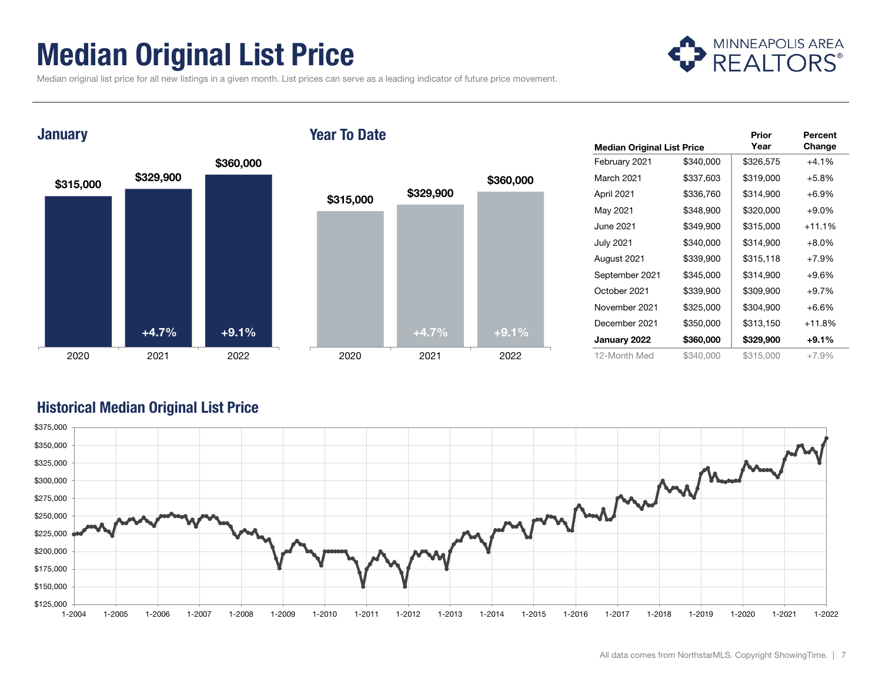# Median Original List Price

Median original list price for all new listings in a given month. List prices can serve as a leading indicator of future price movement.

## January

| Year | Median Original List Price | Change |
|---|---|---|
| 2020 | $315,000 | |
| 2021 | $329,900 | +4.7% |
| 2022 | $360,000 | +9.1% |

## Year To Date

| Year | Median Original List Price | Change |
|---|---|---|
| 2020 | $315,000 | |
| 2021 | $329,900 | +4.7% |
| 2022 | $360,000 | +9.1% |

| Median Original List Price | | Prior Year | Percent Change |
|---|---|---|---|
| February 2021 | $340,000 | $326,575 | +4.1% |
| March 2021 | $337,603 | $319,000 | +5.8% |
| April 2021 | $336,760 | $314,900 | +6.9% |
| May 2021 | $348,900 | $320,000 | +9.0% |
| June 2021 | $349,900 | $315,000 | +11.1% |
| July 2021 | $340,000 | $314,900 | +8.0% |
| August 2021 | $339,900 | $315,118 | +7.9% |
| September 2021 | $345,000 | $314,900 | +9.6% |
| October 2021 | $339,900 | $309,900 | +9.7% |
| November 2021 | $325,000 | $304,900 | +6.6% |
| December 2021 | $350,000 | $313,150 | +11.8% |
| **January 2022** | **$360,000** | **$329,900** | **+9.1%** |
| 12-Month Med | $340,000 | $315,000 | +7.9% |

## Historical Median Original List Price

All data comes from NorthstarMLS. Copyright ShowingTime.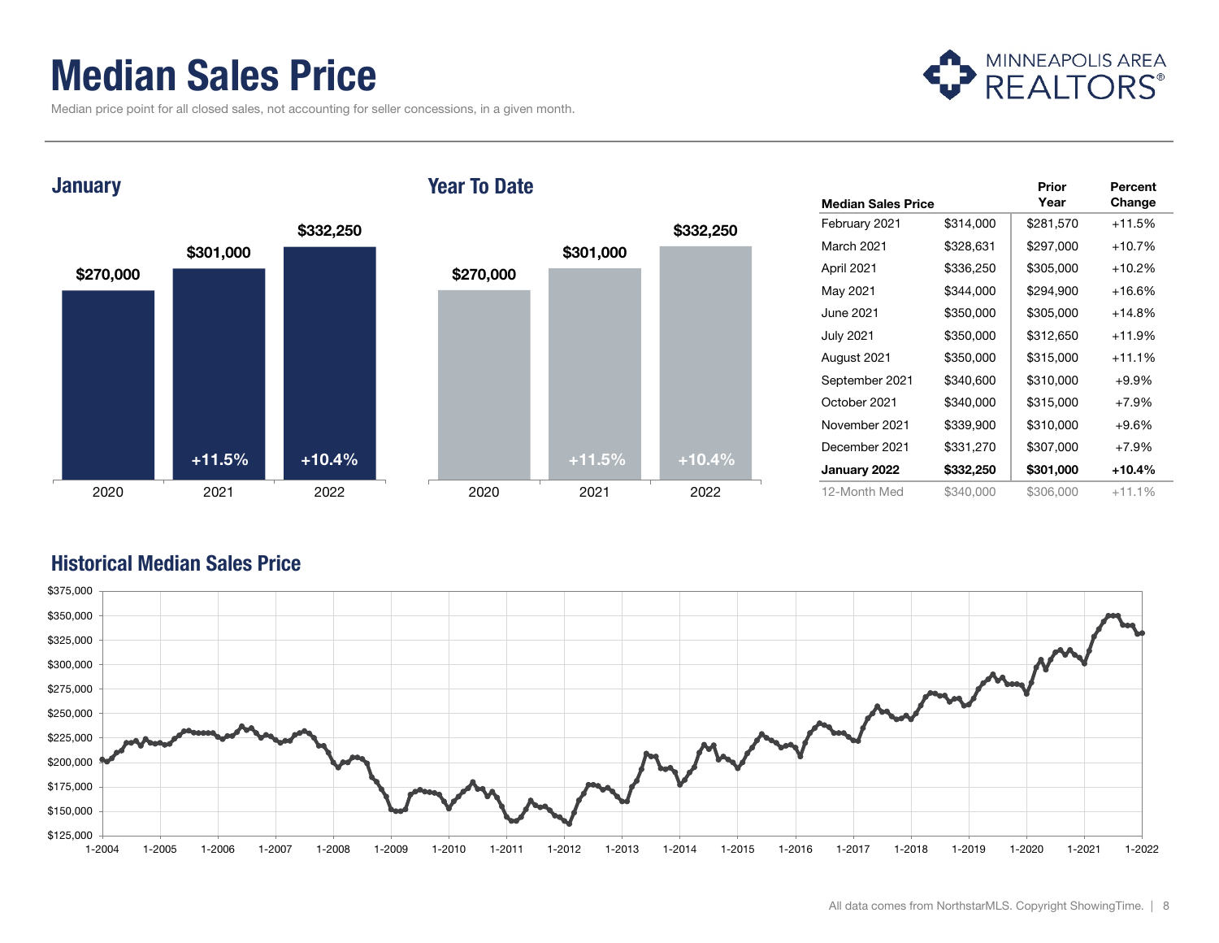# Median Sales Price

Median price point for all closed sales, not accounting for seller concessions, in a given month.

## January

| Year | Median Sales Price | Change |
|---|---|---|
| 2020 | $270,000 | |
| 2021 | $301,000 | +11.5% |
| 2022 | $332,250 | +10.4% |

## Year To Date

| Year | Median Sales Price | Change |
|---|---|---|
| 2020 | $270,000 | |
| 2021 | $301,000 | +11.5% |
| 2022 | $332,250 | +10.4% |

| Median Sales Price | | Prior Year | Percent Change |
|---|---|---|---|
| February 2021 | $314,000 | $281,570 | +11.5% |
| March 2021 | $328,631 | $297,000 | +10.7% |
| April 2021 | $336,250 | $305,000 | +10.2% |
| May 2021 | $344,000 | $294,900 | +16.6% |
| June 2021 | $350,000 | $305,000 | +14.8% |
| July 2021 | $350,000 | $312,650 | +11.9% |
| August 2021 | $350,000 | $315,000 | +11.1% |
| September 2021 | $340,600 | $310,000 | +9.9% |
| October 2021 | $340,000 | $315,000 | +7.9% |
| November 2021 | $339,900 | $310,000 | +9.6% |
| December 2021 | $331,270 | $307,000 | +7.9% |
| **January 2022** | **$332,250** | **$301,000** | **+10.4%** |
| 12-Month Med | $340,000 | $306,000 | +11.1% |

## Historical Median Sales Price

All data comes from NorthstarMLS. Copyright ShowingTime.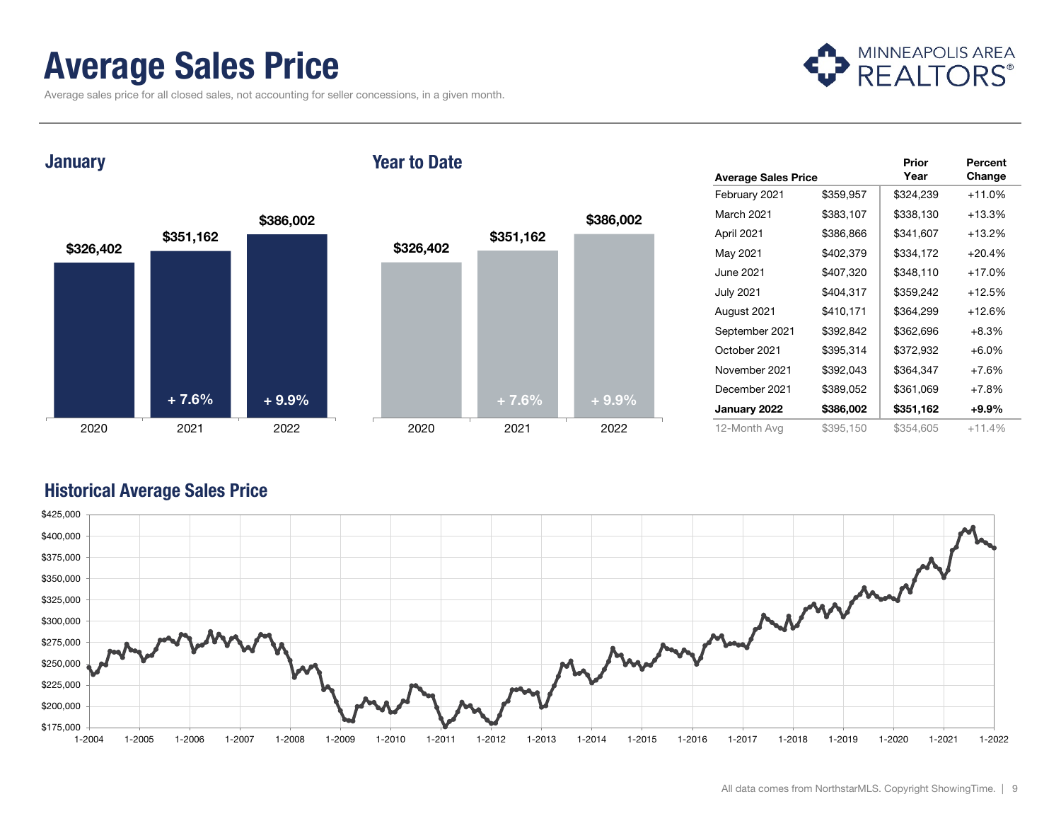# Average Sales Price

Average sales price for all closed sales, not accounting for seller concessions, in a given month.

MINNEAPOLIS AREA REALTORS®

## January

| | 2020 | 2021 | 2022 |
|---|---|---|---|
| Average Sales Price | $326,402 | $351,162 | $386,002 |
| Change | | + 7.6% | + 9.9% |

## Year to Date

| | 2020 | 2021 | 2022 |
|---|---|---|---|
| Average Sales Price | $326,402 | $351,162 | $386,002 |
| Change | | + 7.6% | + 9.9% |

| Average Sales Price | | Prior Year | Percent Change |
|---|---|---|---|
| February 2021 | $359,957 | $324,239 | +11.0% |
| March 2021 | $383,107 | $338,130 | +13.3% |
| April 2021 | $386,866 | $341,607 | +13.2% |
| May 2021 | $402,379 | $334,172 | +20.4% |
| June 2021 | $407,320 | $348,110 | +17.0% |
| July 2021 | $404,317 | $359,242 | +12.5% |
| August 2021 | $410,171 | $364,299 | +12.6% |
| September 2021 | $392,842 | $362,696 | +8.3% |
| October 2021 | $395,314 | $372,932 | +6.0% |
| November 2021 | $392,043 | $364,347 | +7.6% |
| December 2021 | $389,052 | $361,069 | +7.8% |
| **January 2022** | **$386,002** | **$351,162** | **+9.9%** |
| 12-Month Avg | $395,150 | $354,605 | +11.4% |

## Historical Average Sales Price

All data comes from NorthstarMLS. Copyright ShowingTime.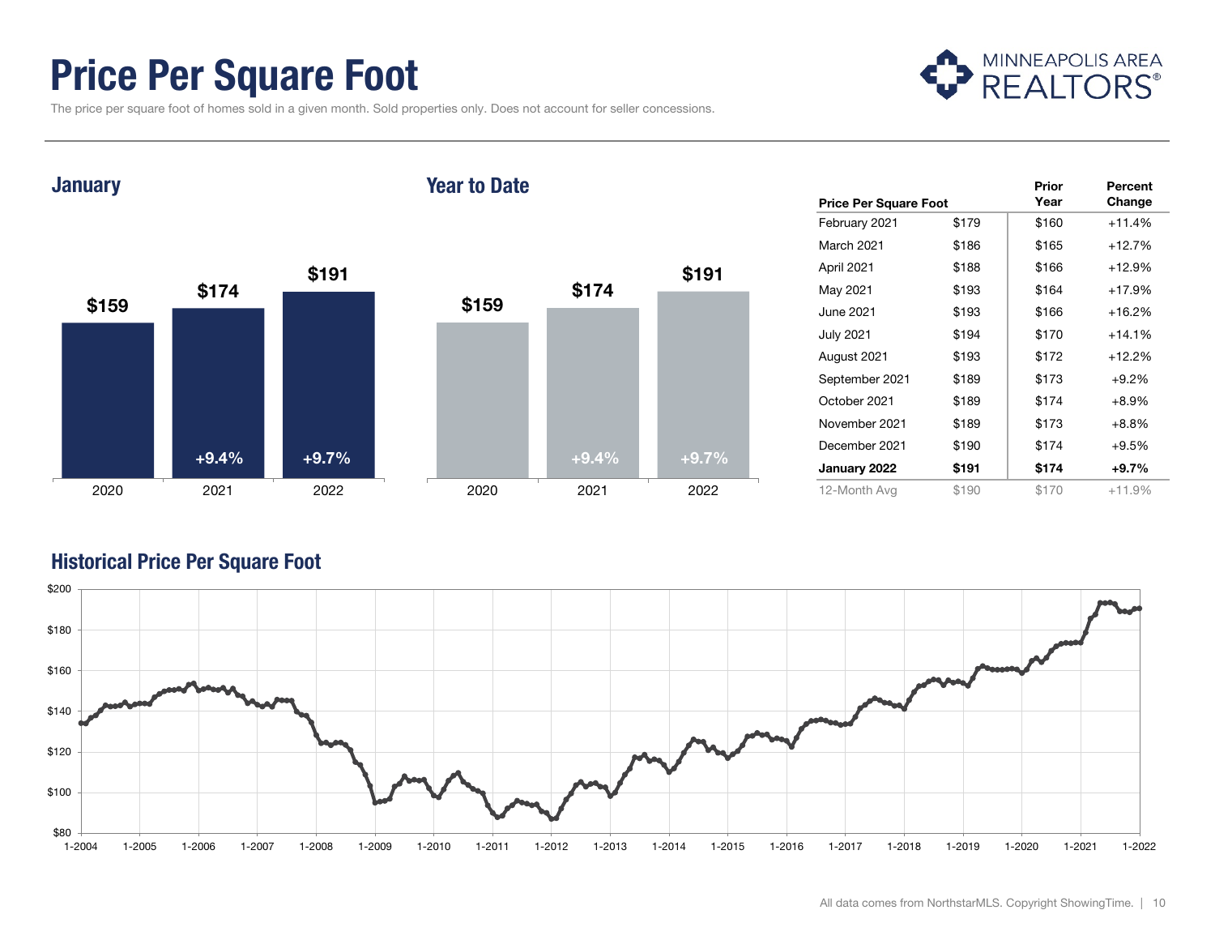# Price Per Square Foot

The price per square foot of homes sold in a given month. Sold properties only. Does not account for seller concessions.

MINNEAPOLIS AREA REALTORS®

## January

| Year | Price Per Square Foot | Percent Change |
|---|---|---|
| 2020 | $159 | |
| 2021 | $174 | +9.4% |
| 2022 | $191 | +9.7% |

## Year to Date

| Year | Price Per Square Foot | Percent Change |
|---|---|---|
| 2020 | $159 | |
| 2021 | $174 | +9.4% |
| 2022 | $191 | +9.7% |

| Price Per Square Foot | | Prior Year | Percent Change |
|---|---|---|---|
| February 2021 | $179 | $160 | +11.4% |
| March 2021 | $186 | $165 | +12.7% |
| April 2021 | $188 | $166 | +12.9% |
| May 2021 | $193 | $164 | +17.9% |
| June 2021 | $193 | $166 | +16.2% |
| July 2021 | $194 | $170 | +14.1% |
| August 2021 | $193 | $172 | +12.2% |
| September 2021 | $189 | $173 | +9.2% |
| October 2021 | $189 | $174 | +8.9% |
| November 2021 | $189 | $173 | +8.8% |
| December 2021 | $190 | $174 | +9.5% |
| **January 2022** | **$191** | **$174** | **+9.7%** |
| 12-Month Avg | $190 | $170 | +11.9% |

## Historical Price Per Square Foot

All data comes from NorthstarMLS. Copyright ShowingTime.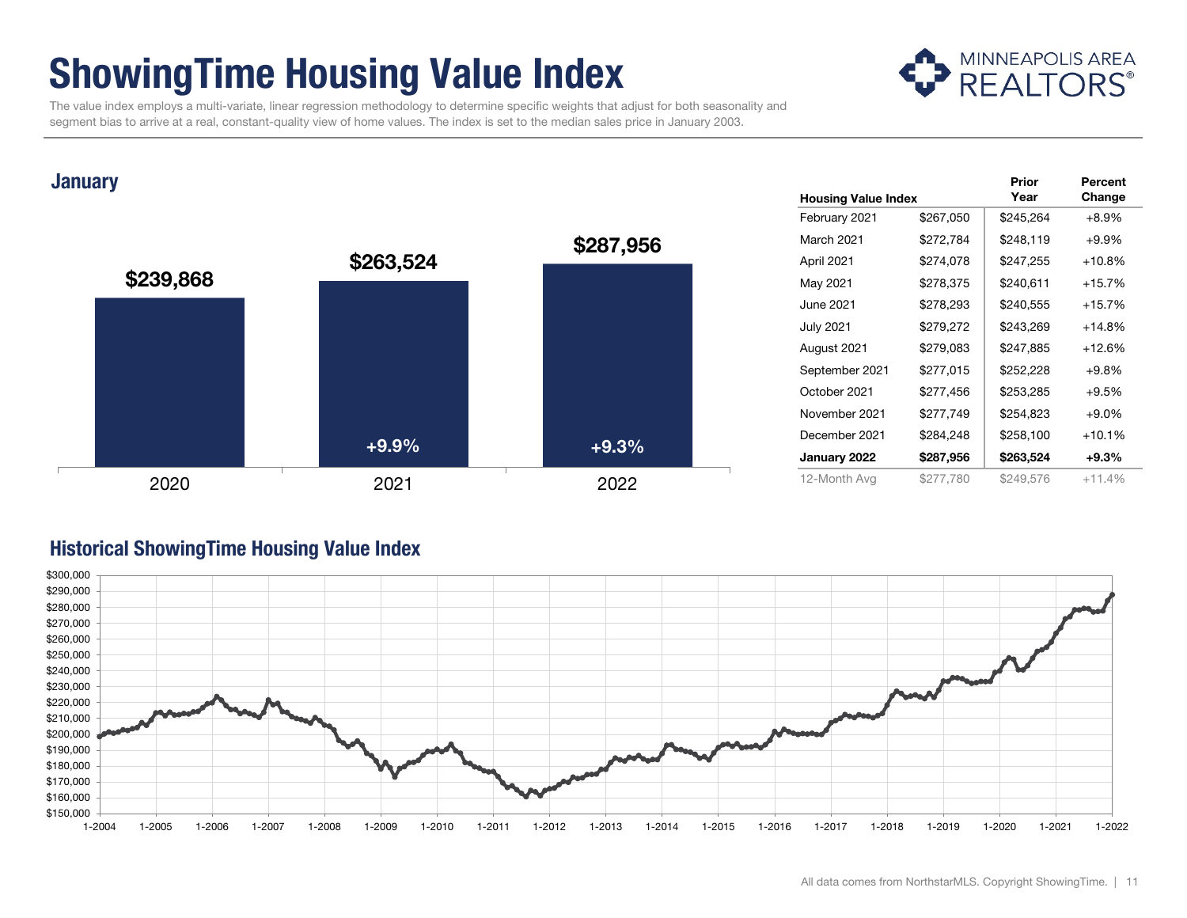# ShowingTime Housing Value Index

MINNEAPOLIS AREA REALTORS®

The value index employs a multi-variate, linear regression methodology to determine specific weights that adjust for both seasonality and segment bias to arrive at a real, constant-quality view of home values. The index is set to the median sales price in January 2003.

## January

| | 2020 | 2021 | 2022 |
|---|---|---|---|
| Housing Value Index | $239,868 | $263,524 | $287,956 |
| Percent Change | | +9.9% | +9.3% |

| Housing Value Index | | Prior Year | Percent Change |
|---|---|---|---|
| February 2021 | $267,050 | $245,264 | +8.9% |
| March 2021 | $272,784 | $248,119 | +9.9% |
| April 2021 | $274,078 | $247,255 | +10.8% |
| May 2021 | $278,375 | $240,611 | +15.7% |
| June 2021 | $278,293 | $240,555 | +15.7% |
| July 2021 | $279,272 | $243,269 | +14.8% |
| August 2021 | $279,083 | $247,885 | +12.6% |
| September 2021 | $277,015 | $252,228 | +9.8% |
| October 2021 | $277,456 | $253,285 | +9.5% |
| November 2021 | $277,749 | $254,823 | +9.0% |
| December 2021 | $284,248 | $258,100 | +10.1% |
| **January 2022** | **$287,956** | **$263,524** | **+9.3%** |
| 12-Month Avg | $277,780 | $249,576 | +11.4% |

## Historical ShowingTime Housing Value Index

All data comes from NorthstarMLS. Copyright ShowingTime.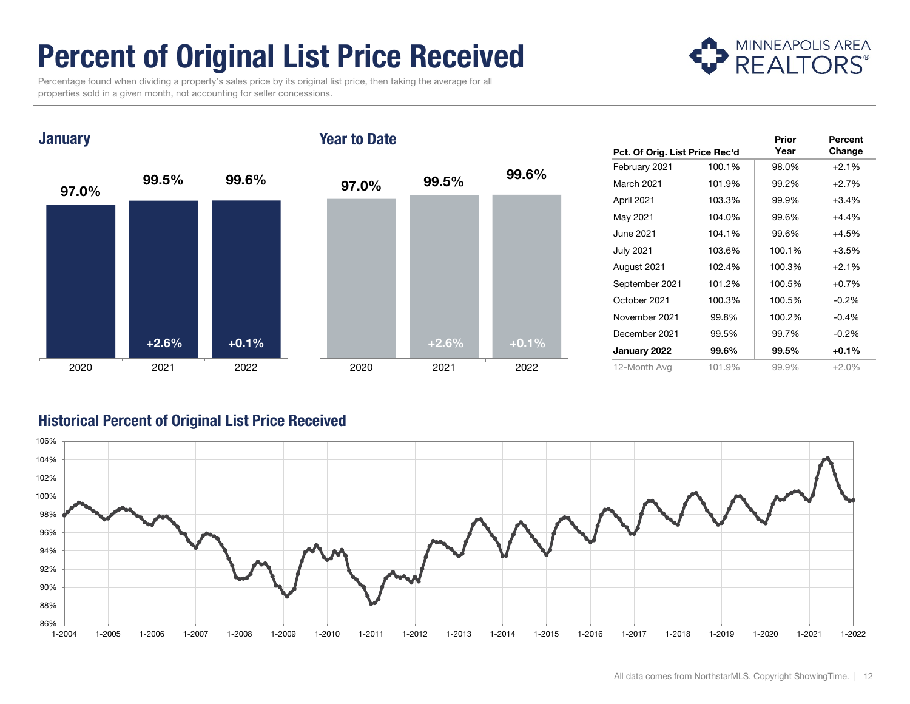# Percent of Original List Price Received

Percentage found when dividing a property's sales price by its original list price, then taking the average for all properties sold in a given month, not accounting for seller concessions.

MINNEAPOLIS AREA REALTORS®

## January

| | 2020 | 2021 | 2022 |
|---|---|---|---|
| Percent | 97.0% | 99.5% | 99.6% |
| Change | | +2.6% | +0.1% |

## Year to Date

| | 2020 | 2021 | 2022 |
|---|---|---|---|
| Percent | 97.0% | 99.5% | 99.6% |
| Change | | +2.6% | +0.1% |

| Pct. Of Orig. List Price Rec'd | | Prior Year | Percent Change |
|---|---|---|---|
| February 2021 | 100.1% | 98.0% | +2.1% |
| March 2021 | 101.9% | 99.2% | +2.7% |
| April 2021 | 103.3% | 99.9% | +3.4% |
| May 2021 | 104.0% | 99.6% | +4.4% |
| June 2021 | 104.1% | 99.6% | +4.5% |
| July 2021 | 103.6% | 100.1% | +3.5% |
| August 2021 | 102.4% | 100.3% | +2.1% |
| September 2021 | 101.2% | 100.5% | +0.7% |
| October 2021 | 100.3% | 100.5% | -0.2% |
| November 2021 | 99.8% | 100.2% | -0.4% |
| December 2021 | 99.5% | 99.7% | -0.2% |
| **January 2022** | **99.6%** | **99.5%** | **+0.1%** |
| 12-Month Avg | 101.9% | 99.9% | +2.0% |

## Historical Percent of Original List Price Received

All data comes from NorthstarMLS. Copyright ShowingTime.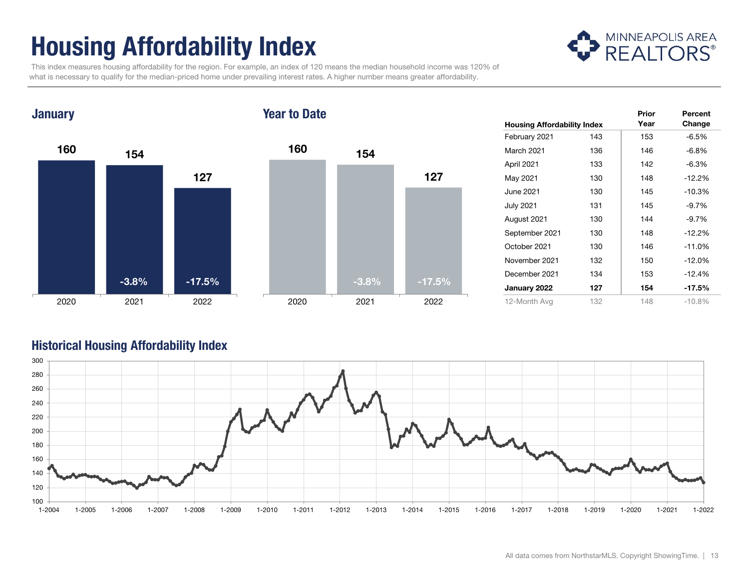# Housing Affordability Index

This index measures housing affordability for the region. For example, an index of 120 means the median household income was 120% of what is necessary to qualify for the median-priced home under prevailing interest rates. A higher number means greater affordability.

MINNEAPOLIS AREA REALTORS®

## January

| 2020 | 2021 | 2022 |
|---|---|---|
| 160 | 154 | 127 |
| | -3.8% | -17.5% |

## Year to Date

| 2020 | 2021 | 2022 |
|---|---|---|
| 160 | 154 | 127 |
| | -3.8% | -17.5% |

| Housing Affordability Index | | Prior Year | Percent Change |
|---|---|---|---|
| February 2021 | 143 | 153 | -6.5% |
| March 2021 | 136 | 146 | -6.8% |
| April 2021 | 133 | 142 | -6.3% |
| May 2021 | 130 | 148 | -12.2% |
| June 2021 | 130 | 145 | -10.3% |
| July 2021 | 131 | 145 | -9.7% |
| August 2021 | 130 | 144 | -9.7% |
| September 2021 | 130 | 148 | -12.2% |
| October 2021 | 130 | 146 | -11.0% |
| November 2021 | 132 | 150 | -12.0% |
| December 2021 | 134 | 153 | -12.4% |
| **January 2022** | **127** | **154** | **-17.5%** |
| 12-Month Avg | 132 | 148 | -10.8% |

## Historical Housing Affordability Index

All data comes from NorthstarMLS. Copyright ShowingTime.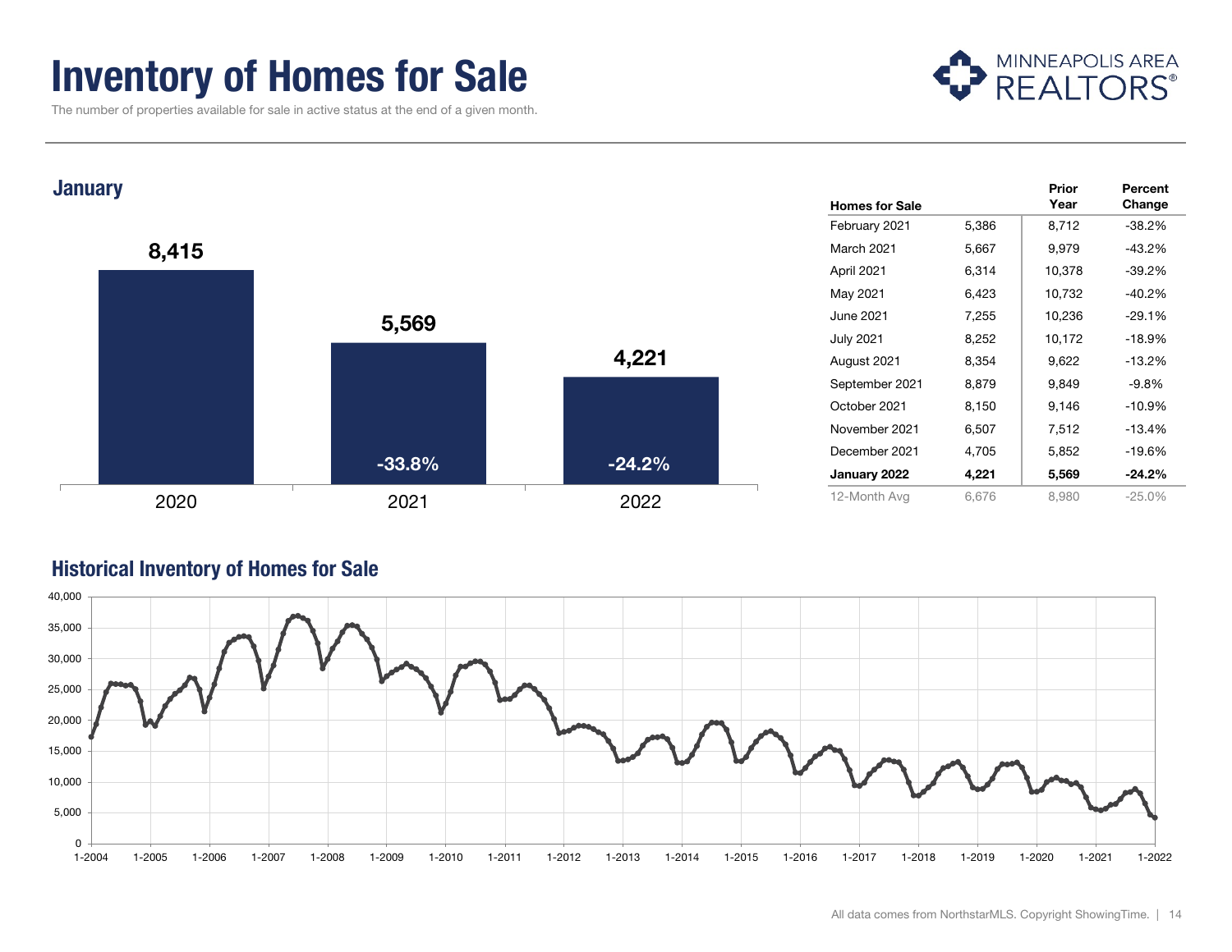# Inventory of Homes for Sale

The number of properties available for sale in active status at the end of a given month.

MINNEAPOLIS AREA REALTORS®

## January

| Year | Homes for Sale | Percent Change |
|---|---|---|
| 2020 | 8,415 | |
| 2021 | 5,569 | -33.8% |
| 2022 | 4,221 | -24.2% |

| Homes for Sale | | Prior Year | Percent Change |
|---|---|---|---|
| February 2021 | 5,386 | 8,712 | -38.2% |
| March 2021 | 5,667 | 9,979 | -43.2% |
| April 2021 | 6,314 | 10,378 | -39.2% |
| May 2021 | 6,423 | 10,732 | -40.2% |
| June 2021 | 7,255 | 10,236 | -29.1% |
| July 2021 | 8,252 | 10,172 | -18.9% |
| August 2021 | 8,354 | 9,622 | -13.2% |
| September 2021 | 8,879 | 9,849 | -9.8% |
| October 2021 | 8,150 | 9,146 | -10.9% |
| November 2021 | 6,507 | 7,512 | -13.4% |
| December 2021 | 4,705 | 5,852 | -19.6% |
| **January 2022** | **4,221** | **5,569** | **-24.2%** |
| 12-Month Avg | 6,676 | 8,980 | -25.0% |

## Historical Inventory of Homes for Sale

All data comes from NorthstarMLS. Copyright ShowingTime.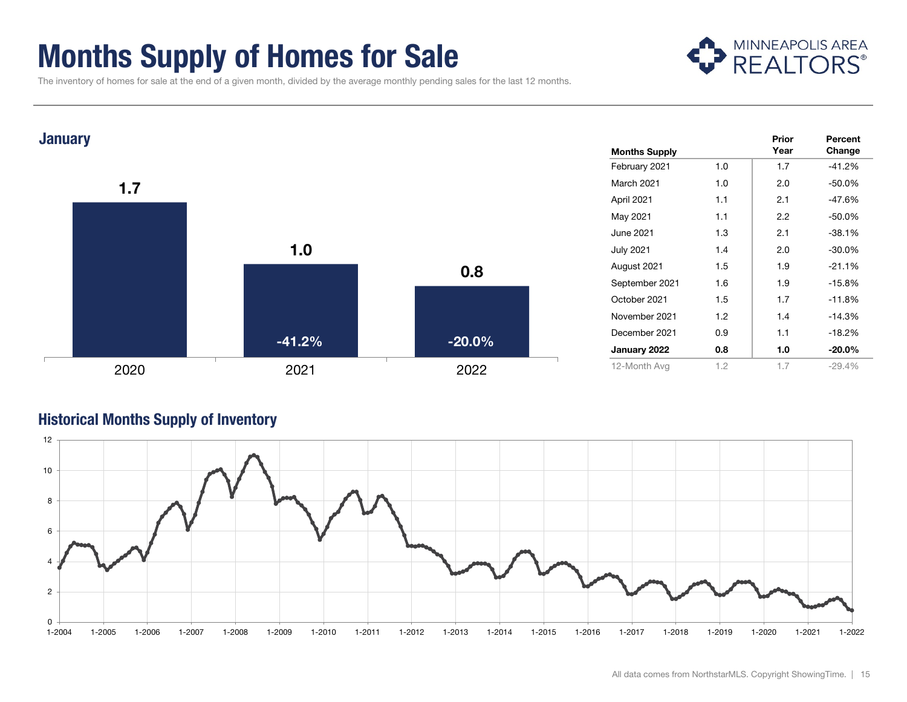# Months Supply of Homes for Sale

The inventory of homes for sale at the end of a given month, divided by the average monthly pending sales for the last 12 months.

## January

| Year | Months Supply | Percent Change |
|---|---|---|
| 2020 | 1.7 | |
| 2021 | 1.0 | -41.2% |
| 2022 | 0.8 | -20.0% |

| Months Supply | | Prior Year | Percent Change |
|---|---|---|---|
| February 2021 | 1.0 | 1.7 | -41.2% |
| March 2021 | 1.0 | 2.0 | -50.0% |
| April 2021 | 1.1 | 2.1 | -47.6% |
| May 2021 | 1.1 | 2.2 | -50.0% |
| June 2021 | 1.3 | 2.1 | -38.1% |
| July 2021 | 1.4 | 2.0 | -30.0% |
| August 2021 | 1.5 | 1.9 | -21.1% |
| September 2021 | 1.6 | 1.9 | -15.8% |
| October 2021 | 1.5 | 1.7 | -11.8% |
| November 2021 | 1.2 | 1.4 | -14.3% |
| December 2021 | 0.9 | 1.1 | -18.2% |
| **January 2022** | **0.8** | **1.0** | **-20.0%** |
| 12-Month Avg | 1.2 | 1.7 | -29.4% |

## Historical Months Supply of Inventory

All data comes from NorthstarMLS. Copyright ShowingTime.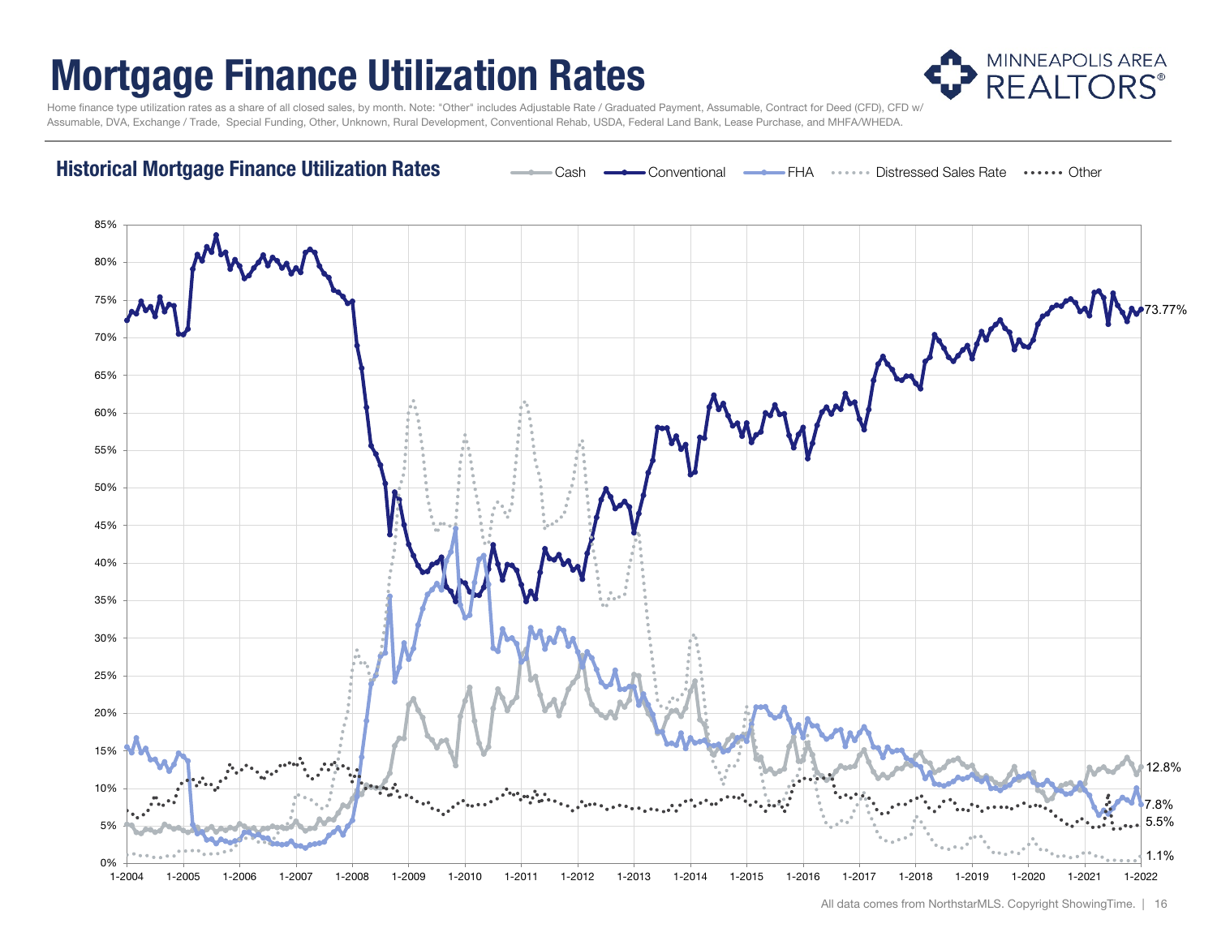# Mortgage Finance Utilization Rates

Home finance type utilization rates as a share of all closed sales, by month. Note: "Other" includes Adjustable Rate / Graduated Payment, Assumable, Contract for Deed (CFD), CFD w/ Assumable, DVA, Exchange / Trade, Special Funding, Other, Unknown, Rural Development, Conventional Rehab, USDA, Federal Land Bank, Lease Purchase, and MHFA/WHEDA.

## Historical Mortgage Finance Utilization Rates

Cash
Conventional
FHA
Distressed Sales Rate
Other

85%
80%
75%
70%
65%
60%
55%
50%
45%
40%
35%
30%
25%
20%
15%
10%
5%
0%

1-2004
1-2005
1-2006
1-2007
1-2008
1-2009
1-2010
1-2011
1-2012
1-2013
1-2014
1-2015
1-2016
1-2017
1-2018
1-2019
1-2020
1-2021
1-2022

73.77%
12.8%
7.8%
5.5%
1.1%

All data comes from NorthstarMLS. Copyright ShowingTime.